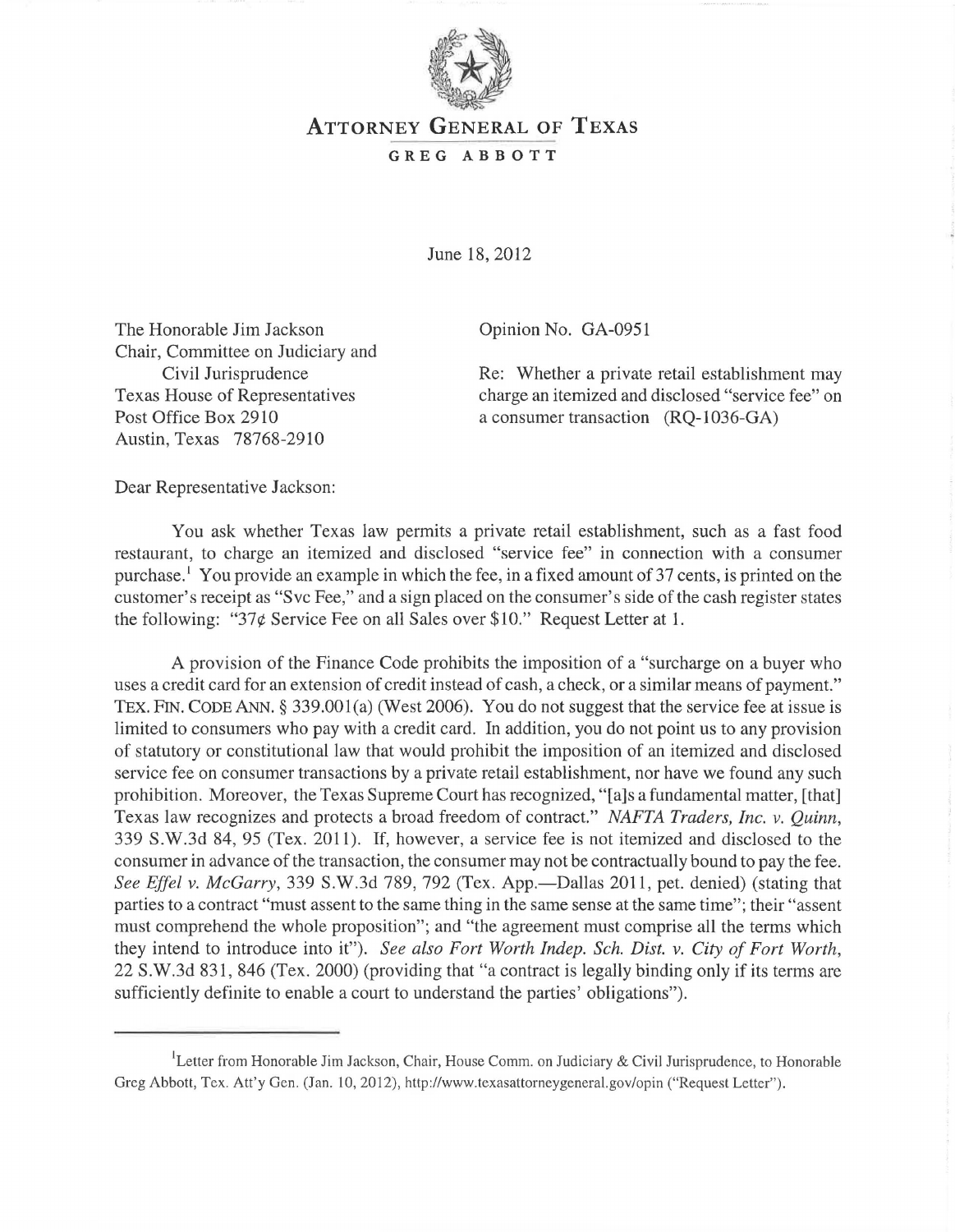# ATTORNEY GENERAL OF TEXAS

## GREG ABBOTT

June 18, 2012

The Honorable Jim Jackson
Chair, Committee on Judiciary and
Civil Jurisprudence
Texas House of Representatives
Post Office Box 2910
Austin, Texas 78768-2910

Opinion No. GA-0951

Re: Whether a private retail establishment may charge an itemized and disclosed "service fee" on a consumer transaction (RQ-1036-GA)

Dear Representative Jackson:

You ask whether Texas law permits a private retail establishment, such as a fast food restaurant, to charge an itemized and disclosed "service fee" in connection with a consumer purchase.[1] You provide an example in which the fee, in a fixed amount of 37 cents, is printed on the customer's receipt as "Svc Fee," and a sign placed on the consumer's side of the cash register states the following: "37¢ Service Fee on all Sales over $10." Request Letter at 1.

A provision of the Finance Code prohibits the imposition of a "surcharge on a buyer who uses a credit card for an extension of credit instead of cash, a check, or a similar means of payment." TEX. FIN. CODE ANN. § 339.001(a) (West 2006). You do not suggest that the service fee at issue is limited to consumers who pay with a credit card. In addition, you do not point us to any provision of statutory or constitutional law that would prohibit the imposition of an itemized and disclosed service fee on consumer transactions by a private retail establishment, nor have we found any such prohibition. Moreover, the Texas Supreme Court has recognized, "[a]s a fundamental matter, [that] Texas law recognizes and protects a broad freedom of contract." *NAFTA Traders, Inc. v. Quinn*, 339 S.W.3d 84, 95 (Tex. 2011). If, however, a service fee is not itemized and disclosed to the consumer in advance of the transaction, the consumer may not be contractually bound to pay the fee. *See Effel v. McGarry*, 339 S.W.3d 789, 792 (Tex. App.—Dallas 2011, pet. denied) (stating that parties to a contract "must assent to the same thing in the same sense at the same time"; their "assent must comprehend the whole proposition"; and "the agreement must comprise all the terms which they intend to introduce into it"). *See also Fort Worth Indep. Sch. Dist. v. City of Fort Worth*, 22 S.W.3d 831, 846 (Tex. 2000) (providing that "a contract is legally binding only if its terms are sufficiently definite to enable a court to understand the parties' obligations").

---

[1]Letter from Honorable Jim Jackson, Chair, House Comm. on Judiciary & Civil Jurisprudence, to Honorable Greg Abbott, Tex. Att'y Gen. (Jan. 10, 2012), http://www.texasattorneygeneral.gov/opin ("Request Letter").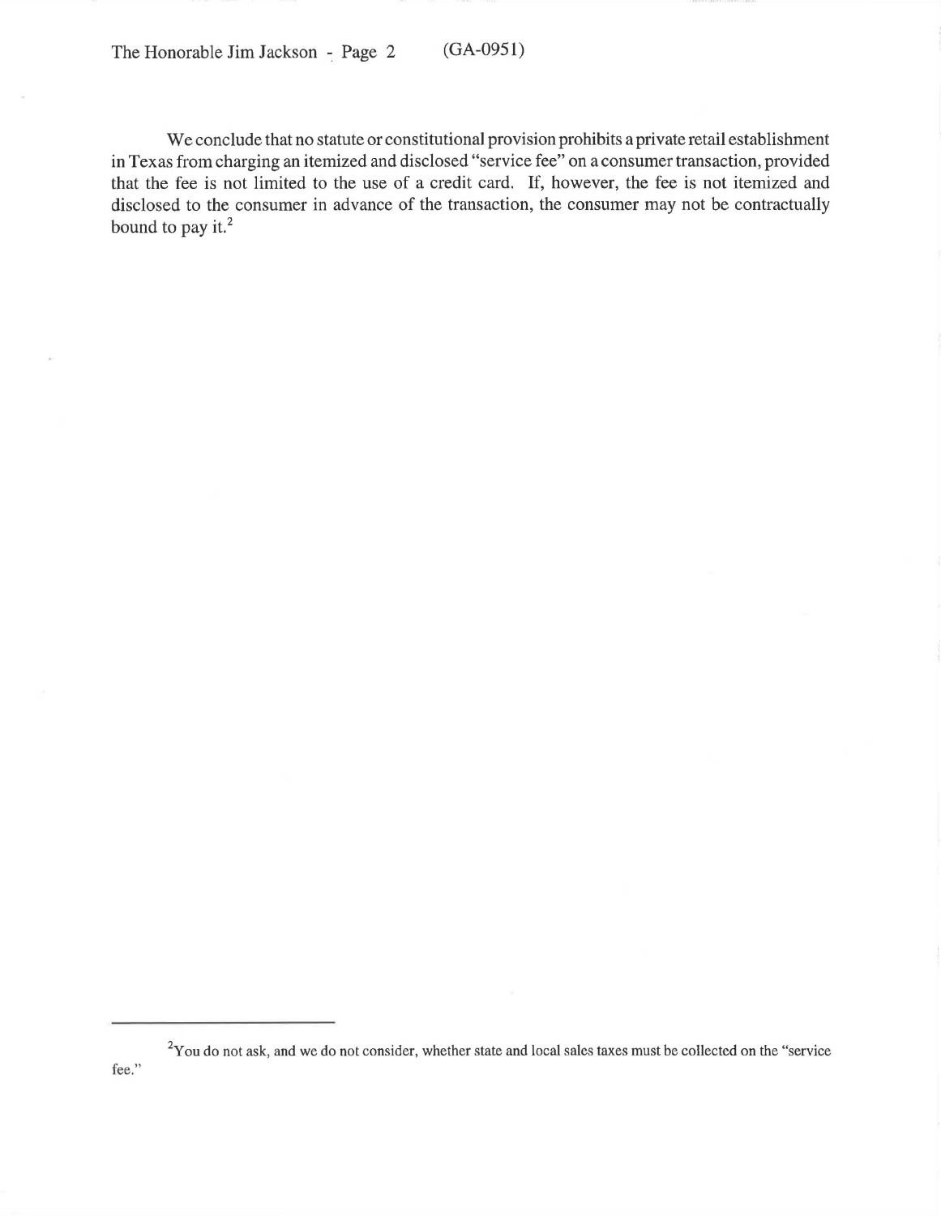We conclude that no statute or constitutional provision prohibits a private retail establishment in Texas from charging an itemized and disclosed "service fee" on a consumer transaction, provided that the fee is not limited to the use of a credit card. If, however, the fee is not itemized and disclosed to the consumer in advance of the transaction, the consumer may not be contractually bound to pay it.[2]

---

[2]You do not ask, and we do not consider, whether state and local sales taxes must be collected on the "service fee."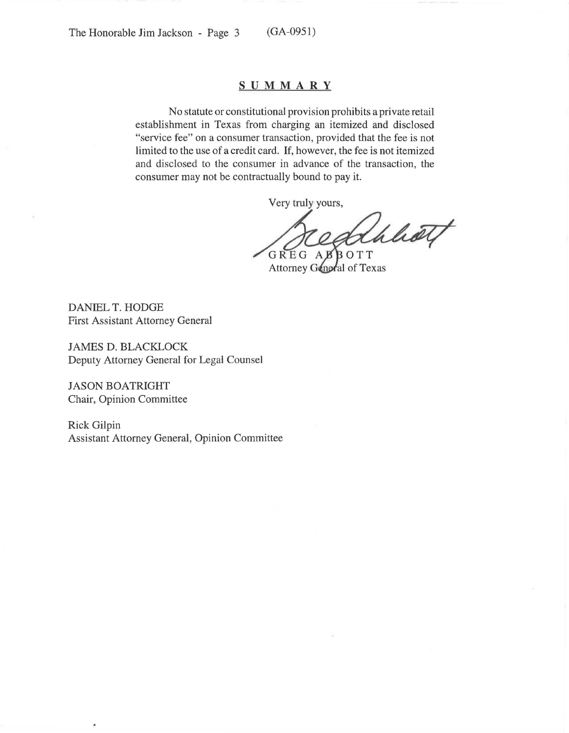## SUMMARY

No statute or constitutional provision prohibits a private retail establishment in Texas from charging an itemized and disclosed "service fee" on a consumer transaction, provided that the fee is not limited to the use of a credit card. If, however, the fee is not itemized and disclosed to the consumer in advance of the transaction, the consumer may not be contractually bound to pay it.

Very truly yours,

GREG ABBOTT
Attorney General of Texas

DANIEL T. HODGE
First Assistant Attorney General

JAMES D. BLACKLOCK
Deputy Attorney General for Legal Counsel

JASON BOATRIGHT
Chair, Opinion Committee

Rick Gilpin
Assistant Attorney General, Opinion Committee